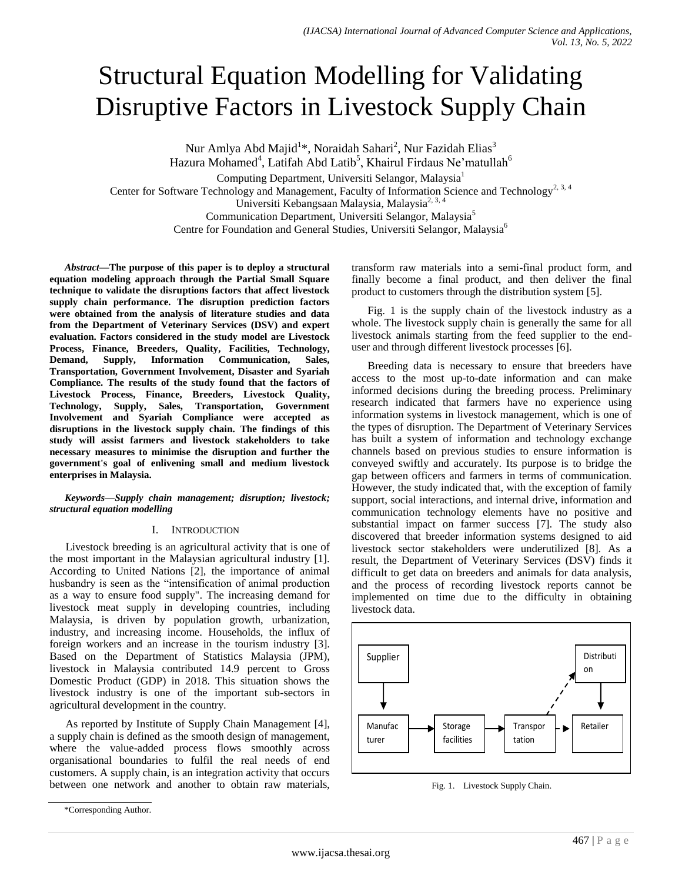# Structural Equation Modelling for Validating Disruptive Factors in Livestock Supply Chain

Nur Amlya Abd Majid[1]*, Noraidah Sahari[2], Nur Fazidah Elias[3]
Hazura Mohamed[4], Latifah Abd Latib[5], Khairul Firdaus Ne'matullah[6]

Computing Department, Universiti Selangor, Malaysia[1]
Center for Software Technology and Management, Faculty of Information Science and Technology[2, 3, 4]
Universiti Kebangsaan Malaysia, Malaysia[2, 3, 4]
Communication Department, Universiti Selangor, Malaysia[5]
Centre for Foundation and General Studies, Universiti Selangor, Malaysia[6]

***Abstract*—The purpose of this paper is to deploy a structural equation modeling approach through the Partial Small Square technique to validate the disruptions factors that affect livestock supply chain performance. The disruption prediction factors were obtained from the analysis of literature studies and data from the Department of Veterinary Services (DSV) and expert evaluation. Factors considered in the study model are Livestock Process, Finance, Breeders, Quality, Facilities, Technology, Demand, Supply, Information Communication, Sales, Transportation, Government Involvement, Disaster and Syariah Compliance. The results of the study found that the factors of Livestock Process, Finance, Breeders, Livestock Quality, Technology, Supply, Sales, Transportation, Government Involvement and Syariah Compliance were accepted as disruptions in the livestock supply chain. The findings of this study will assist farmers and livestock stakeholders to take necessary measures to minimise the disruption and further the government's goal of enlivening small and medium livestock enterprises in Malaysia.**

***Keywords*—Supply chain management; disruption; livestock; structural equation modelling**

## I. Introduction

Livestock breeding is an agricultural activity that is one of the most important in the Malaysian agricultural industry [1]. According to United Nations [2], the importance of animal husbandry is seen as the "intensification of animal production as a way to ensure food supply". The increasing demand for livestock meat supply in developing countries, including Malaysia, is driven by population growth, urbanization, industry, and increasing income. Households, the influx of foreign workers and an increase in the tourism industry [3]. Based on the Department of Statistics Malaysia (JPM), livestock in Malaysia contributed 14.9 percent to Gross Domestic Product (GDP) in 2018. This situation shows the livestock industry is one of the important sub-sectors in agricultural development in the country.

As reported by Institute of Supply Chain Management [4], a supply chain is defined as the smooth design of management, where the value-added process flows smoothly across organisational boundaries to fulfil the real needs of end customers. A supply chain, is an integration activity that occurs between one network and another to obtain raw materials, transform raw materials into a semi-final product form, and finally become a final product, and then deliver the final product to customers through the distribution system [5].

Fig. 1 is the supply chain of the livestock industry as a whole. The livestock supply chain is generally the same for all livestock animals starting from the feed supplier to the end-user and through different livestock processes [6].

Breeding data is necessary to ensure that breeders have access to the most up-to-date information and can make informed decisions during the breeding process. Preliminary research indicated that farmers have no experience using information systems in livestock management, which is one of the types of disruption. The Department of Veterinary Services has built a system of information and technology exchange channels based on previous studies to ensure information is conveyed swiftly and accurately. Its purpose is to bridge the gap between officers and farmers in terms of communication. However, the study indicated that, with the exception of family support, social interactions, and internal drive, information and communication technology elements have no positive and substantial impact on farmer success [7]. The study also discovered that breeder information systems designed to aid livestock sector stakeholders were underutilized [8]. As a result, the Department of Veterinary Services (DSV) finds it difficult to get data on breeders and animals for data analysis, and the process of recording livestock reports cannot be implemented on time due to the difficulty in obtaining livestock data.

Supplier → Manufacturer → Storage facilities → Transportation → Retailer; Transportation → Distribution → Retailer

Fig. 1. Livestock Supply Chain.

*Corresponding Author.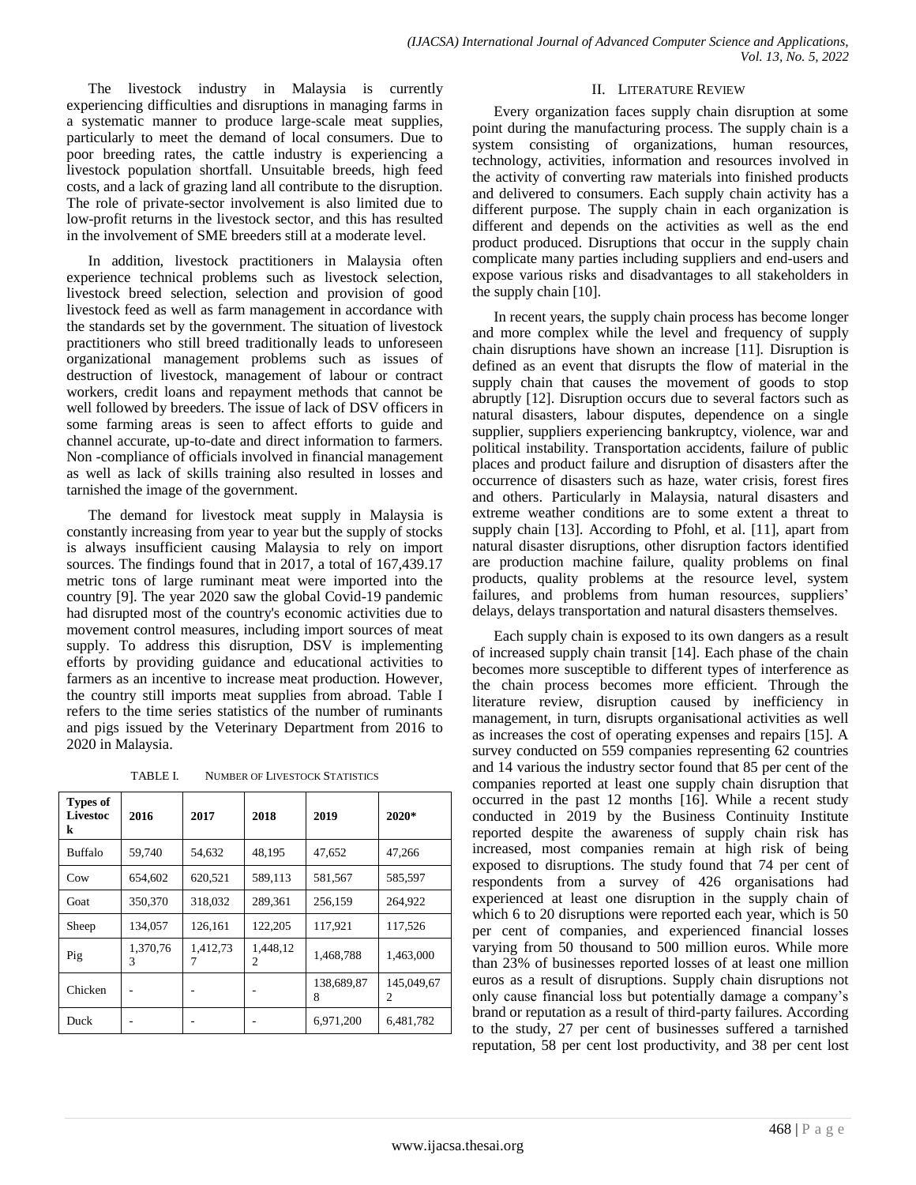The livestock industry in Malaysia is currently experiencing difficulties and disruptions in managing farms in a systematic manner to produce large-scale meat supplies, particularly to meet the demand of local consumers. Due to poor breeding rates, the cattle industry is experiencing a livestock population shortfall. Unsuitable breeds, high feed costs, and a lack of grazing land all contribute to the disruption. The role of private-sector involvement is also limited due to low-profit returns in the livestock sector, and this has resulted in the involvement of SME breeders still at a moderate level.

In addition, livestock practitioners in Malaysia often experience technical problems such as livestock selection, livestock breed selection, selection and provision of good livestock feed as well as farm management in accordance with the standards set by the government. The situation of livestock practitioners who still breed traditionally leads to unforeseen organizational management problems such as issues of destruction of livestock, management of labour or contract workers, credit loans and repayment methods that cannot be well followed by breeders. The issue of lack of DSV officers in some farming areas is seen to affect efforts to guide and channel accurate, up-to-date and direct information to farmers. Non -compliance of officials involved in financial management as well as lack of skills training also resulted in losses and tarnished the image of the government.

The demand for livestock meat supply in Malaysia is constantly increasing from year to year but the supply of stocks is always insufficient causing Malaysia to rely on import sources. The findings found that in 2017, a total of 167,439.17 metric tons of large ruminant meat were imported into the country [9]. The year 2020 saw the global Covid-19 pandemic had disrupted most of the country's economic activities due to movement control measures, including import sources of meat supply. To address this disruption, DSV is implementing efforts by providing guidance and educational activities to farmers as an incentive to increase meat production. However, the country still imports meat supplies from abroad. Table I refers to the time series statistics of the number of ruminants and pigs issued by the Veterinary Department from 2016 to 2020 in Malaysia.

TABLE I. NUMBER OF LIVESTOCK STATISTICS

| Types of Livestock | 2016 | 2017 | 2018 | 2019 | 2020* |
|---|---|---|---|---|---|
| Buffalo | 59,740 | 54,632 | 48,195 | 47,652 | 47,266 |
| Cow | 654,602 | 620,521 | 589,113 | 581,567 | 585,597 |
| Goat | 350,370 | 318,032 | 289,361 | 256,159 | 264,922 |
| Sheep | 134,057 | 126,161 | 122,205 | 117,921 | 117,526 |
| Pig | 1,370,763 | 1,412,737 | 1,448,122 | 1,468,788 | 1,463,000 |
| Chicken | - | - | - | 138,689,878 | 145,049,672 |
| Duck | - | - | - | 6,971,200 | 6,481,782 |

## II. Literature Review

Every organization faces supply chain disruption at some point during the manufacturing process. The supply chain is a system consisting of organizations, human resources, technology, activities, information and resources involved in the activity of converting raw materials into finished products and delivered to consumers. Each supply chain activity has a different purpose. The supply chain in each organization is different and depends on the activities as well as the end product produced. Disruptions that occur in the supply chain complicate many parties including suppliers and end-users and expose various risks and disadvantages to all stakeholders in the supply chain [10].

In recent years, the supply chain process has become longer and more complex while the level and frequency of supply chain disruptions have shown an increase [11]. Disruption is defined as an event that disrupts the flow of material in the supply chain that causes the movement of goods to stop abruptly [12]. Disruption occurs due to several factors such as natural disasters, labour disputes, dependence on a single supplier, suppliers experiencing bankruptcy, violence, war and political instability. Transportation accidents, failure of public places and product failure and disruption of disasters after the occurrence of disasters such as haze, water crisis, forest fires and others. Particularly in Malaysia, natural disasters and extreme weather conditions are to some extent a threat to supply chain [13]. According to Pfohl, et al. [11], apart from natural disaster disruptions, other disruption factors identified are production machine failure, quality problems on final products, quality problems at the resource level, system failures, and problems from human resources, suppliers' delays, delays transportation and natural disasters themselves.

Each supply chain is exposed to its own dangers as a result of increased supply chain transit [14]. Each phase of the chain becomes more susceptible to different types of interference as the chain process becomes more efficient. Through the literature review, disruption caused by inefficiency in management, in turn, disrupts organisational activities as well as increases the cost of operating expenses and repairs [15]. A survey conducted on 559 companies representing 62 countries and 14 various the industry sector found that 85 per cent of the companies reported at least one supply chain disruption that occurred in the past 12 months [16]. While a recent study conducted in 2019 by the Business Continuity Institute reported despite the awareness of supply chain risk has increased, most companies remain at high risk of being exposed to disruptions. The study found that 74 per cent of respondents from a survey of 426 organisations had experienced at least one disruption in the supply chain of which 6 to 20 disruptions were reported each year, which is 50 per cent of companies, and experienced financial losses varying from 50 thousand to 500 million euros. While more than 23% of businesses reported losses of at least one million euros as a result of disruptions. Supply chain disruptions not only cause financial loss but potentially damage a company's brand or reputation as a result of third-party failures. According to the study, 27 per cent of businesses suffered a tarnished reputation, 58 per cent lost productivity, and 38 per cent lost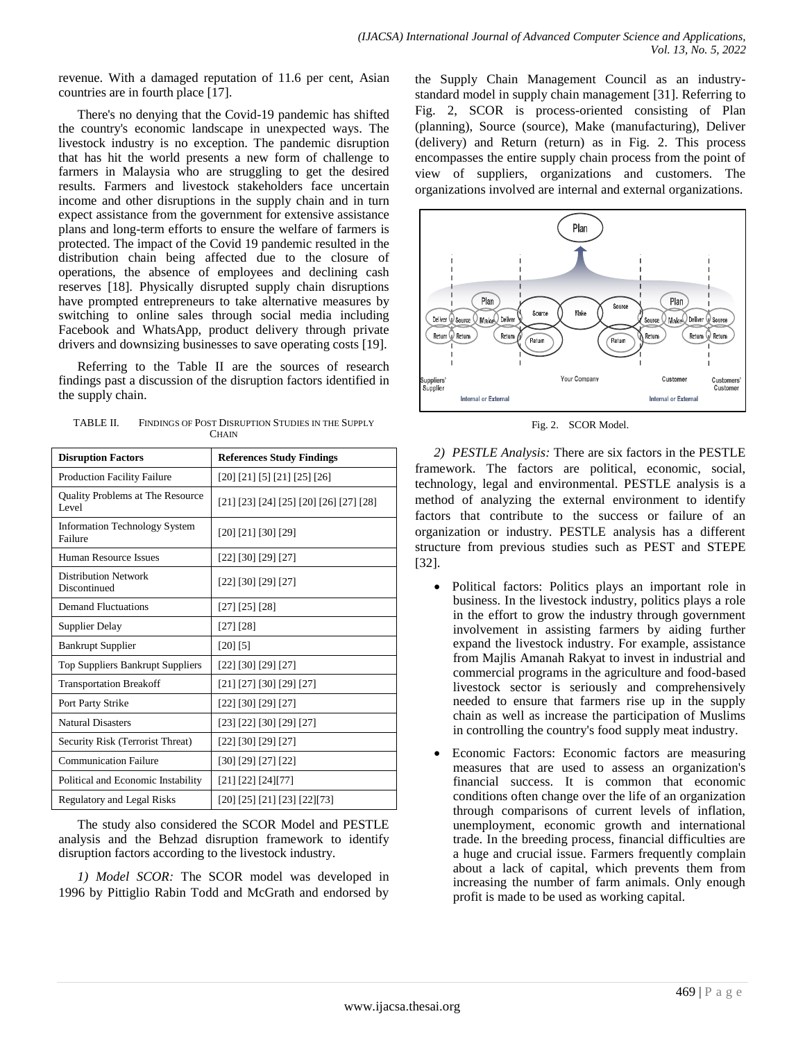revenue. With a damaged reputation of 11.6 per cent, Asian countries are in fourth place [17].

There's no denying that the Covid-19 pandemic has shifted the country's economic landscape in unexpected ways. The livestock industry is no exception. The pandemic disruption that has hit the world presents a new form of challenge to farmers in Malaysia who are struggling to get the desired results. Farmers and livestock stakeholders face uncertain income and other disruptions in the supply chain and in turn expect assistance from the government for extensive assistance plans and long-term efforts to ensure the welfare of farmers is protected. The impact of the Covid 19 pandemic resulted in the distribution chain being affected due to the closure of operations, the absence of employees and declining cash reserves [18]. Physically disrupted supply chain disruptions have prompted entrepreneurs to take alternative measures by switching to online sales through social media including Facebook and WhatsApp, product delivery through private drivers and downsizing businesses to save operating costs [19].

Referring to the Table II are the sources of research findings past a discussion of the disruption factors identified in the supply chain.

TABLE II. FINDINGS OF POST DISRUPTION STUDIES IN THE SUPPLY CHAIN

| Disruption Factors | References Study Findings |
|---|---|
| Production Facility Failure | [20] [21] [5] [21] [25] [26] |
| Quality Problems at The Resource Level | [21] [23] [24] [25] [20] [26] [27] [28] |
| Information Technology System Failure | [20] [21] [30] [29] |
| Human Resource Issues | [22] [30] [29] [27] |
| Distribution Network Discontinued | [22] [30] [29] [27] |
| Demand Fluctuations | [27] [25] [28] |
| Supplier Delay | [27] [28] |
| Bankrupt Supplier | [20] [5] |
| Top Suppliers Bankrupt Suppliers | [22] [30] [29] [27] |
| Transportation Breakoff | [21] [27] [30] [29] [27] |
| Port Party Strike | [22] [30] [29] [27] |
| Natural Disasters | [23] [22] [30] [29] [27] |
| Security Risk (Terrorist Threat) | [22] [30] [29] [27] |
| Communication Failure | [30] [29] [27] [22] |
| Political and Economic Instability | [21] [22] [24][77] |
| Regulatory and Legal Risks | [20] [25] [21] [23] [22][73] |

The study also considered the SCOR Model and PESTLE analysis and the Behzad disruption framework to identify disruption factors according to the livestock industry.

*1) Model SCOR:* The SCOR model was developed in 1996 by Pittiglio Rabin Todd and McGrath and endorsed by the Supply Chain Management Council as an industry-standard model in supply chain management [31]. Referring to Fig. 2, SCOR is process-oriented consisting of Plan (planning), Source (source), Make (manufacturing), Deliver (delivery) and Return (return) as in Fig. 2. This process encompasses the entire supply chain process from the point of view of suppliers, organizations and customers. The organizations involved are internal and external organizations.

Fig. 2. SCOR Model.

*2) PESTLE Analysis:* There are six factors in the PESTLE framework. The factors are political, economic, social, technology, legal and environmental. PESTLE analysis is a method of analyzing the external environment to identify factors that contribute to the success or failure of an organization or industry. PESTLE analysis has a different structure from previous studies such as PEST and STEPE [32].

- Political factors: Politics plays an important role in business. In the livestock industry, politics plays a role in the effort to grow the industry through government involvement in assisting farmers by aiding further expand the livestock industry. For example, assistance from Majlis Amanah Rakyat to invest in industrial and commercial programs in the agriculture and food-based livestock sector is seriously and comprehensively needed to ensure that farmers rise up in the supply chain as well as increase the participation of Muslims in controlling the country's food supply meat industry.

- Economic Factors: Economic factors are measuring measures that are used to assess an organization's financial success. It is common that economic conditions often change over the life of an organization through comparisons of current levels of inflation, unemployment, economic growth and international trade. In the breeding process, financial difficulties are a huge and crucial issue. Farmers frequently complain about a lack of capital, which prevents them from increasing the number of farm animals. Only enough profit is made to be used as working capital.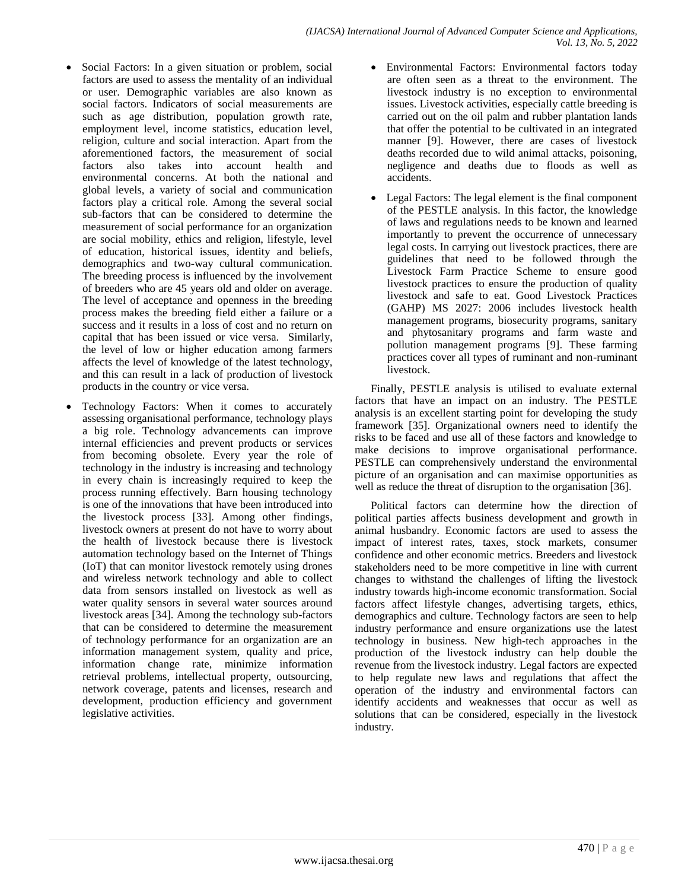- Social Factors: In a given situation or problem, social factors are used to assess the mentality of an individual or user. Demographic variables are also known as social factors. Indicators of social measurements are such as age distribution, population growth rate, employment level, income statistics, education level, religion, culture and social interaction. Apart from the aforementioned factors, the measurement of social factors also takes into account health and environmental concerns. At both the national and global levels, a variety of social and communication factors play a critical role. Among the several social sub-factors that can be considered to determine the measurement of social performance for an organization are social mobility, ethics and religion, lifestyle, level of education, historical issues, identity and beliefs, demographics and two-way cultural communication. The breeding process is influenced by the involvement of breeders who are 45 years old and older on average. The level of acceptance and openness in the breeding process makes the breeding field either a failure or a success and it results in a loss of cost and no return on capital that has been issued or vice versa. Similarly, the level of low or higher education among farmers affects the level of knowledge of the latest technology, and this can result in a lack of production of livestock products in the country or vice versa.

- Technology Factors: When it comes to accurately assessing organisational performance, technology plays a big role. Technology advancements can improve internal efficiencies and prevent products or services from becoming obsolete. Every year the role of technology in the industry is increasing and technology in every chain is increasingly required to keep the process running effectively. Barn housing technology is one of the innovations that have been introduced into the livestock process [33]. Among other findings, livestock owners at present do not have to worry about the health of livestock because there is livestock automation technology based on the Internet of Things (IoT) that can monitor livestock remotely using drones and wireless network technology and able to collect data from sensors installed on livestock as well as water quality sensors in several water sources around livestock areas [34]. Among the technology sub-factors that can be considered to determine the measurement of technology performance for an organization are an information management system, quality and price, information change rate, minimize information retrieval problems, intellectual property, outsourcing, network coverage, patents and licenses, research and development, production efficiency and government legislative activities.

- Environmental Factors: Environmental factors today are often seen as a threat to the environment. The livestock industry is no exception to environmental issues. Livestock activities, especially cattle breeding is carried out on the oil palm and rubber plantation lands that offer the potential to be cultivated in an integrated manner [9]. However, there are cases of livestock deaths recorded due to wild animal attacks, poisoning, negligence and deaths due to floods as well as accidents.

- Legal Factors: The legal element is the final component of the PESTLE analysis. In this factor, the knowledge of laws and regulations needs to be known and learned importantly to prevent the occurrence of unnecessary legal costs. In carrying out livestock practices, there are guidelines that need to be followed through the Livestock Farm Practice Scheme to ensure good livestock practices to ensure the production of quality livestock and safe to eat. Good Livestock Practices (GAHP) MS 2027: 2006 includes livestock health management programs, biosecurity programs, sanitary and phytosanitary programs and farm waste and pollution management programs [9]. These farming practices cover all types of ruminant and non-ruminant livestock.

Finally, PESTLE analysis is utilised to evaluate external factors that have an impact on an industry. The PESTLE analysis is an excellent starting point for developing the study framework [35]. Organizational owners need to identify the risks to be faced and use all of these factors and knowledge to make decisions to improve organisational performance. PESTLE can comprehensively understand the environmental picture of an organisation and can maximise opportunities as well as reduce the threat of disruption to the organisation [36].

Political factors can determine how the direction of political parties affects business development and growth in animal husbandry. Economic factors are used to assess the impact of interest rates, taxes, stock markets, consumer confidence and other economic metrics. Breeders and livestock stakeholders need to be more competitive in line with current changes to withstand the challenges of lifting the livestock industry towards high-income economic transformation. Social factors affect lifestyle changes, advertising targets, ethics, demographics and culture. Technology factors are seen to help industry performance and ensure organizations use the latest technology in business. New high-tech approaches in the production of the livestock industry can help double the revenue from the livestock industry. Legal factors are expected to help regulate new laws and regulations that affect the operation of the industry and environmental factors can identify accidents and weaknesses that occur as well as solutions that can be considered, especially in the livestock industry.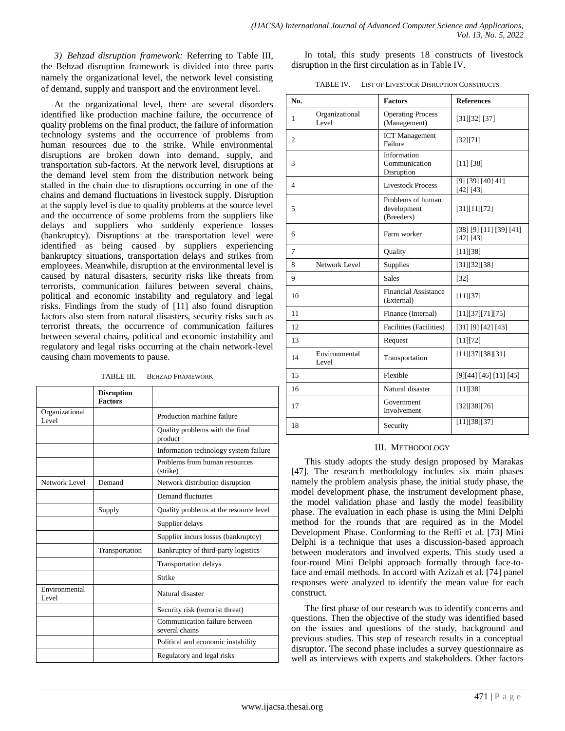*3) Behzad disruption framework:* Referring to Table III, the Behzad disruption framework is divided into three parts namely the organizational level, the network level consisting of demand, supply and transport and the environment level.

At the organizational level, there are several disorders identified like production machine failure, the occurrence of quality problems on the final product, the failure of information technology systems and the occurrence of problems from human resources due to the strike. While environmental disruptions are broken down into demand, supply, and transportation sub-factors. At the network level, disruptions at the demand level stem from the distribution network being stalled in the chain due to disruptions occurring in one of the chains and demand fluctuations in livestock supply. Disruption at the supply level is due to quality problems at the source level and the occurrence of some problems from the suppliers like delays and suppliers who suddenly experience losses (bankruptcy). Disruptions at the transportation level were identified as being caused by suppliers experiencing bankruptcy situations, transportation delays and strikes from employees. Meanwhile, disruption at the environmental level is caused by natural disasters, security risks like threats from terrorists, communication failures between several chains, political and economic instability and regulatory and legal risks. Findings from the study of [11] also found disruption factors also stem from natural disasters, security risks such as terrorist threats, the occurrence of communication failures between several chains, political and economic instability and regulatory and legal risks occurring at the chain network-level causing chain movements to pause.

TABLE III. BEHZAD FRAMEWORK

| | Disruption Factors | |
|---|---|---|
| Organizational Level | | Production machine failure |
| | | Quality problems with the final product |
| | | Information technology system failure |
| | | Problems from human resources (strike) |
| Network Level | Demand | Network distribution disruption |
| | | Demand fluctuates |
| | Supply | Quality problems at the resource level |
| | | Supplier delays |
| | | Supplier incurs losses (bankruptcy) |
| | Transportation | Bankruptcy of third-party logistics |
| | | Transportation delays |
| | | Strike |
| Environmental Level | | Natural disaster |
| | | Security risk (terrorist threat) |
| | | Communication failure between several chains |
| | | Political and economic instability |
| | | Regulatory and legal risks |

In total, this study presents 18 constructs of livestock disruption in the first circulation as in Table IV.

TABLE IV. LIST OF LIVESTOCK DISRUPTION CONSTRUCTS

| No. | | Factors | References |
|---|---|---|---|
| 1 | Organizational Level | Operating Process (Management) | [31][32] [37] |
| 2 | | ICT Management Failure | [32][71] |
| 3 | | Information Communication Disruption | [11] [38] |
| 4 | | Livestock Process | [9] [39] [40] 41] [42] [43] |
| 5 | | Problems of human development (Breeders) | [31][11][72] |
| 6 | | Farm worker | [38] [9] [11] [39] [41] [42] [43] |
| 7 | | Quality | [11][38] |
| 8 | Network Level | Supplies | [31][32][38] |
| 9 | | Sales | [32] |
| 10 | | Financial Assistance (External) | [11][37] |
| 11 | | Finance (Internal) | [11][37][71][75] |
| 12 | | Facilities (Facilities) | [31] [9] [42] [43] |
| 13 | | Request | [11][72] |
| 14 | Environmental Level | Transportation | [11][37][38][31] |
| 15 | | Flexible | [9][44] [46] [11] [45] |
| 16 | | Natural disaster | [11][38] |
| 17 | | Government Involvement | [32][38][76] |
| 18 | | Security | [11][38][37] |

## III. METHODOLOGY

This study adopts the study design proposed by Marakas [47]. The research methodology includes six main phases namely the problem analysis phase, the initial study phase, the model development phase, the instrument development phase, the model validation phase and lastly the model feasibility phase. The evaluation in each phase is using the Mini Delphi method for the rounds that are required as in the Model Development Phase. Conforming to the Reffi et al. [73] Mini Delphi is a technique that uses a discussion-based approach between moderators and involved experts. This study used a four-round Mini Delphi approach formally through face-to-face and email methods. In accord with Azizah et al. [74] panel responses were analyzed to identify the mean value for each construct.

The first phase of our research was to identify concerns and questions. Then the objective of the study was identified based on the issues and questions of the study, background and previous studies. This step of research results in a conceptual disruptor. The second phase includes a survey questionnaire as well as interviews with experts and stakeholders. Other factors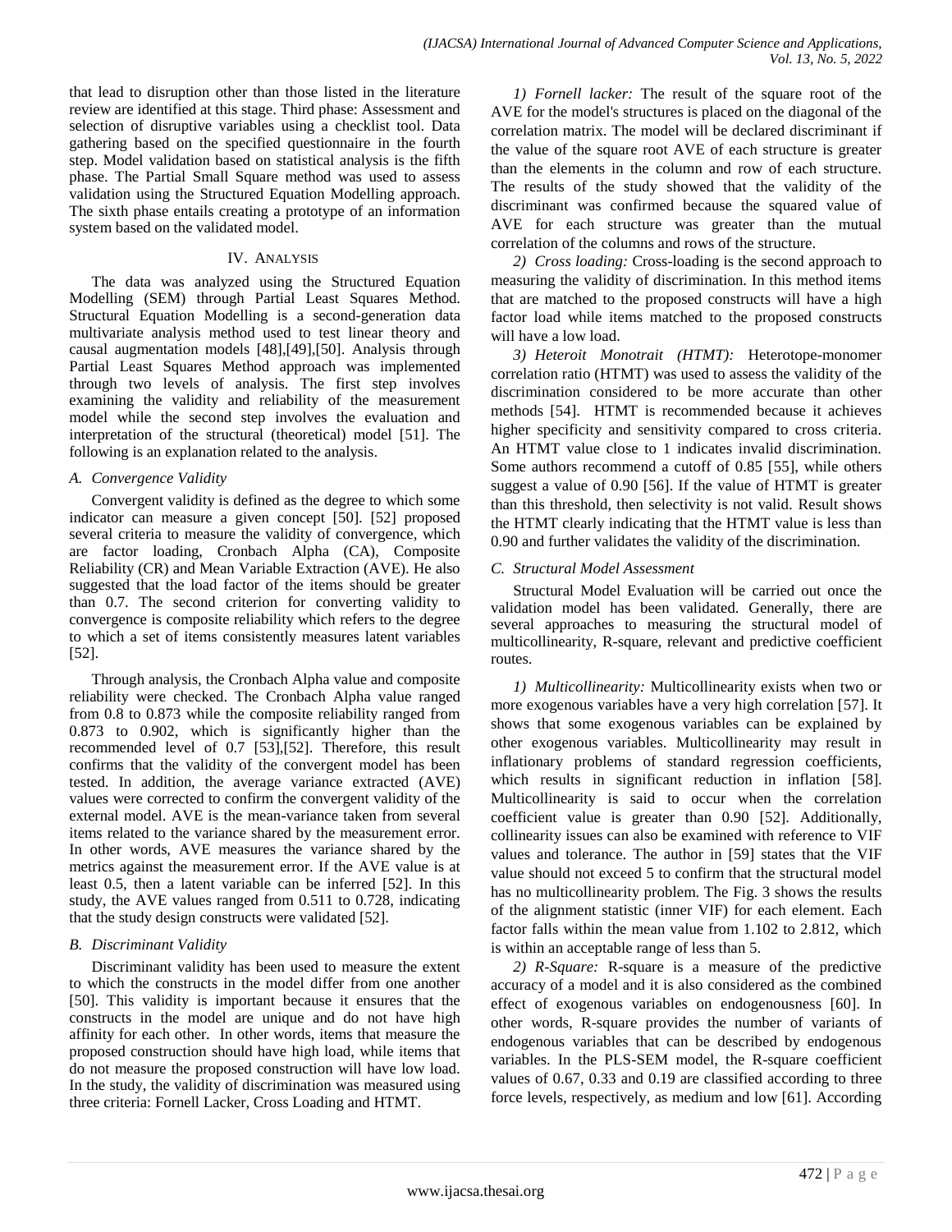that lead to disruption other than those listed in the literature review are identified at this stage. Third phase: Assessment and selection of disruptive variables using a checklist tool. Data gathering based on the specified questionnaire in the fourth step. Model validation based on statistical analysis is the fifth phase. The Partial Small Square method was used to assess validation using the Structured Equation Modelling approach. The sixth phase entails creating a prototype of an information system based on the validated model.

## IV. Analysis

The data was analyzed using the Structured Equation Modelling (SEM) through Partial Least Squares Method. Structural Equation Modelling is a second-generation data multivariate analysis method used to test linear theory and causal augmentation models [48],[49],[50]. Analysis through Partial Least Squares Method approach was implemented through two levels of analysis. The first step involves examining the validity and reliability of the measurement model while the second step involves the evaluation and interpretation of the structural (theoretical) model [51]. The following is an explanation related to the analysis.

### *A. Convergence Validity*

Convergent validity is defined as the degree to which some indicator can measure a given concept [50]. [52] proposed several criteria to measure the validity of convergence, which are factor loading, Cronbach Alpha (CA), Composite Reliability (CR) and Mean Variable Extraction (AVE). He also suggested that the load factor of the items should be greater than 0.7. The second criterion for converting validity to convergence is composite reliability which refers to the degree to which a set of items consistently measures latent variables [52].

Through analysis, the Cronbach Alpha value and composite reliability were checked. The Cronbach Alpha value ranged from 0.8 to 0.873 while the composite reliability ranged from 0.873 to 0.902, which is significantly higher than the recommended level of 0.7 [53],[52]. Therefore, this result confirms that the validity of the convergent model has been tested. In addition, the average variance extracted (AVE) values were corrected to confirm the convergent validity of the external model. AVE is the mean-variance taken from several items related to the variance shared by the measurement error. In other words, AVE measures the variance shared by the metrics against the measurement error. If the AVE value is at least 0.5, then a latent variable can be inferred [52]. In this study, the AVE values ranged from 0.511 to 0.728, indicating that the study design constructs were validated [52].

### *B. Discriminant Validity*

Discriminant validity has been used to measure the extent to which the constructs in the model differ from one another [50]. This validity is important because it ensures that the constructs in the model are unique and do not have high affinity for each other. In other words, items that measure the proposed construction should have high load, while items that do not measure the proposed construction will have low load. In the study, the validity of discrimination was measured using three criteria: Fornell Lacker, Cross Loading and HTMT.

*1) Fornell lacker:* The result of the square root of the AVE for the model's structures is placed on the diagonal of the correlation matrix. The model will be declared discriminant if the value of the square root AVE of each structure is greater than the elements in the column and row of each structure. The results of the study showed that the validity of the discriminant was confirmed because the squared value of AVE for each structure was greater than the mutual correlation of the columns and rows of the structure.

*2) Cross loading:* Cross-loading is the second approach to measuring the validity of discrimination. In this method items that are matched to the proposed constructs will have a high factor load while items matched to the proposed constructs will have a low load.

*3) Heteroit Monotrait (HTMT):* Heterotope-monomer correlation ratio (HTMT) was used to assess the validity of the discrimination considered to be more accurate than other methods [54]. HTMT is recommended because it achieves higher specificity and sensitivity compared to cross criteria. An HTMT value close to 1 indicates invalid discrimination. Some authors recommend a cutoff of 0.85 [55], while others suggest a value of 0.90 [56]. If the value of HTMT is greater than this threshold, then selectivity is not valid. Result shows the HTMT clearly indicating that the HTMT value is less than 0.90 and further validates the validity of the discrimination.

### *C. Structural Model Assessment*

Structural Model Evaluation will be carried out once the validation model has been validated. Generally, there are several approaches to measuring the structural model of multicollinearity, R-square, relevant and predictive coefficient routes.

*1) Multicollinearity:* Multicollinearity exists when two or more exogenous variables have a very high correlation [57]. It shows that some exogenous variables can be explained by other exogenous variables. Multicollinearity may result in inflationary problems of standard regression coefficients, which results in significant reduction in inflation [58]. Multicollinearity is said to occur when the correlation coefficient value is greater than 0.90 [52]. Additionally, collinearity issues can also be examined with reference to VIF values and tolerance. The author in [59] states that the VIF value should not exceed 5 to confirm that the structural model has no multicollinearity problem. The Fig. 3 shows the results of the alignment statistic (inner VIF) for each element. Each factor falls within the mean value from 1.102 to 2.812, which is within an acceptable range of less than 5.

*2) R-Square:* R-square is a measure of the predictive accuracy of a model and it is also considered as the combined effect of exogenous variables on endogenousness [60]. In other words, R-square provides the number of variants of endogenous variables that can be described by endogenous variables. In the PLS-SEM model, the R-square coefficient values of 0.67, 0.33 and 0.19 are classified according to three force levels, respectively, as medium and low [61]. According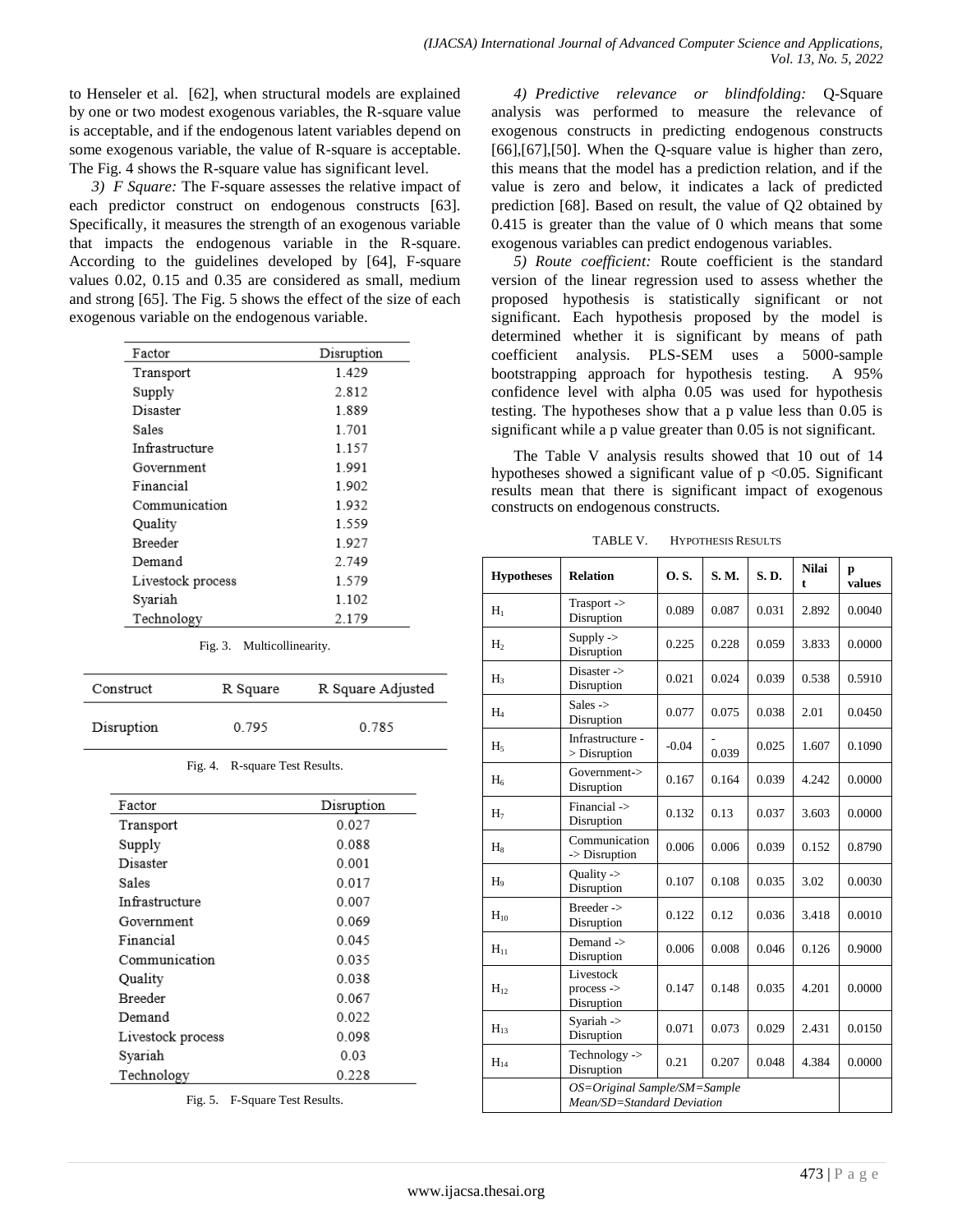to Henseler et al. [62], when structural models are explained by one or two modest exogenous variables, the R-square value is acceptable, and if the endogenous latent variables depend on some exogenous variable, the value of R-square is acceptable. The Fig. 4 shows the R-square value has significant level.

*3) F Square:* The F-square assesses the relative impact of each predictor construct on endogenous constructs [63]. Specifically, it measures the strength of an exogenous variable that impacts the endogenous variable in the R-square. According to the guidelines developed by [64], F-square values 0.02, 0.15 and 0.35 are considered as small, medium and strong [65]. The Fig. 5 shows the effect of the size of each exogenous variable on the endogenous variable.

| Factor | Disruption |
|---|---|
| Transport | 1.429 |
| Supply | 2.812 |
| Disaster | 1.889 |
| Sales | 1.701 |
| Infrastructure | 1.157 |
| Government | 1.991 |
| Financial | 1.902 |
| Communication | 1.932 |
| Quality | 1.559 |
| Breeder | 1.927 |
| Demand | 2.749 |
| Livestock process | 1.579 |
| Syariah | 1.102 |
| Technology | 2.179 |

Fig. 3. Multicollinearity.

| Construct | R Square | R Square Adjusted |
|---|---|---|
| Disruption | 0.795 | 0.785 |

Fig. 4. R-square Test Results.

| Factor | Disruption |
|---|---|
| Transport | 0.027 |
| Supply | 0.088 |
| Disaster | 0.001 |
| Sales | 0.017 |
| Infrastructure | 0.007 |
| Government | 0.069 |
| Financial | 0.045 |
| Communication | 0.035 |
| Quality | 0.038 |
| Breeder | 0.067 |
| Demand | 0.022 |
| Livestock process | 0.098 |
| Syariah | 0.03 |
| Technology | 0.228 |

Fig. 5. F-Square Test Results.

*4) Predictive relevance or blindfolding:* Q-Square analysis was performed to measure the relevance of exogenous constructs in predicting endogenous constructs [66],[67],[50]. When the Q-square value is higher than zero, this means that the model has a prediction relation, and if the value is zero and below, it indicates a lack of predicted prediction [68]. Based on result, the value of Q2 obtained by 0.415 is greater than the value of 0 which means that some exogenous variables can predict endogenous variables.

*5) Route coefficient:* Route coefficient is the standard version of the linear regression used to assess whether the proposed hypothesis is statistically significant or not significant. Each hypothesis proposed by the model is determined whether it is significant by means of path coefficient analysis. PLS-SEM uses a 5000-sample bootstrapping approach for hypothesis testing. A 95% confidence level with alpha 0.05 was used for hypothesis testing. The hypotheses show that a p value less than 0.05 is significant while a p value greater than 0.05 is not significant.

The Table V analysis results showed that 10 out of 14 hypotheses showed a significant value of $p < 0.05$. Significant results mean that there is significant impact of exogenous constructs on endogenous constructs.

TABLE V. HYPOTHESIS RESULTS

| Hypotheses | Relation | O. S. | S. M. | S. D. | Nilai t | p values |
|---|---|---|---|---|---|---|
| $H_1$ | Trasport -> Disruption | 0.089 | 0.087 | 0.031 | 2.892 | 0.0040 |
| $H_2$ | Supply -> Disruption | 0.225 | 0.228 | 0.059 | 3.833 | 0.0000 |
| $H_3$ | Disaster -> Disruption | 0.021 | 0.024 | 0.039 | 0.538 | 0.5910 |
| $H_4$ | Sales -> Disruption | 0.077 | 0.075 | 0.038 | 2.01 | 0.0450 |
| $H_5$ | Infrastructure -> Disruption | -0.04 | -0.039 | 0.025 | 1.607 | 0.1090 |
| $H_6$ | Government-> Disruption | 0.167 | 0.164 | 0.039 | 4.242 | 0.0000 |
| $H_7$ | Financial -> Disruption | 0.132 | 0.13 | 0.037 | 3.603 | 0.0000 |
| $H_8$ | Communication -> Disruption | 0.006 | 0.006 | 0.039 | 0.152 | 0.8790 |
| $H_9$ | Quality -> Disruption | 0.107 | 0.108 | 0.035 | 3.02 | 0.0030 |
| $H_{10}$ | Breeder -> Disruption | 0.122 | 0.12 | 0.036 | 3.418 | 0.0010 |
| $H_{11}$ | Demand -> Disruption | 0.006 | 0.008 | 0.046 | 0.126 | 0.9000 |
| $H_{12}$ | Livestock process -> Disruption | 0.147 | 0.148 | 0.035 | 4.201 | 0.0000 |
| $H_{13}$ | Syariah -> Disruption | 0.071 | 0.073 | 0.029 | 2.431 | 0.0150 |
| $H_{14}$ | Technology -> Disruption | 0.21 | 0.207 | 0.048 | 4.384 | 0.0000 |
| | *OS=Original Sample/SM=Sample Mean/SD=Standard Deviation* | | | | | |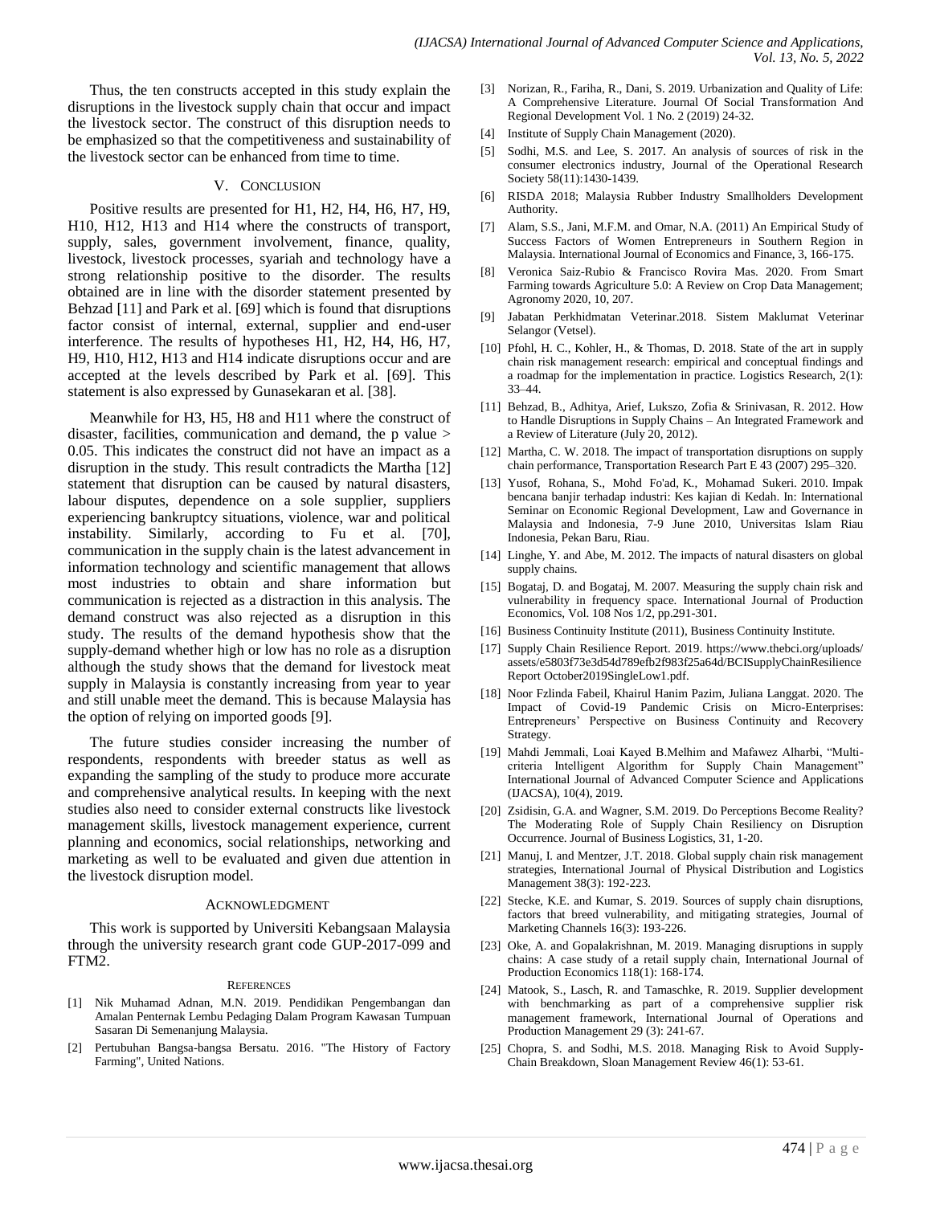Thus, the ten constructs accepted in this study explain the disruptions in the livestock supply chain that occur and impact the livestock sector. The construct of this disruption needs to be emphasized so that the competitiveness and sustainability of the livestock sector can be enhanced from time to time.

## V. Conclusion

Positive results are presented for H1, H2, H4, H6, H7, H9, H10, H12, H13 and H14 where the constructs of transport, supply, sales, government involvement, finance, quality, livestock, livestock processes, syariah and technology have a strong relationship positive to the disorder. The results obtained are in line with the disorder statement presented by Behzad [11] and Park et al. [69] which is found that disruptions factor consist of internal, external, supplier and end-user interference. The results of hypotheses H1, H2, H4, H6, H7, H9, H10, H12, H13 and H14 indicate disruptions occur and are accepted at the levels described by Park et al. [69]. This statement is also expressed by Gunasekaran et al. [38].

Meanwhile for H3, H5, H8 and H11 where the construct of disaster, facilities, communication and demand, the p value > 0.05. This indicates the construct did not have an impact as a disruption in the study. This result contradicts the Martha [12] statement that disruption can be caused by natural disasters, labour disputes, dependence on a sole supplier, suppliers experiencing bankruptcy situations, violence, war and political instability. Similarly, according to Fu et al. [70], communication in the supply chain is the latest advancement in information technology and scientific management that allows most industries to obtain and share information but communication is rejected as a distraction in this analysis. The demand construct was also rejected as a disruption in this study. The results of the demand hypothesis show that the supply-demand whether high or low has no role as a disruption although the study shows that the demand for livestock meat supply in Malaysia is constantly increasing from year to year and still unable meet the demand. This is because Malaysia has the option of relying on imported goods [9].

The future studies consider increasing the number of respondents, respondents with breeder status as well as expanding the sampling of the study to produce more accurate and comprehensive analytical results. In keeping with the next studies also need to consider external constructs like livestock management skills, livestock management experience, current planning and economics, social relationships, networking and marketing as well to be evaluated and given due attention in the livestock disruption model.

## Acknowledgment

This work is supported by Universiti Kebangsaan Malaysia through the university research grant code GUP-2017-099 and FTM2.

## References

[1] Nik Muhamad Adnan, M.N. 2019. Pendidikan Pengembangan dan Amalan Penternak Lembu Pedaging Dalam Program Kawasan Tumpuan Sasaran Di Semenanjung Malaysia.

[2] Pertubuhan Bangsa-bangsa Bersatu. 2016. "The History of Factory Farming", United Nations.

[3] Norizan, R., Fariha, R., Dani, S. 2019. Urbanization and Quality of Life: A Comprehensive Literature. Journal Of Social Transformation And Regional Development Vol. 1 No. 2 (2019) 24-32.

[4] Institute of Supply Chain Management (2020).

[5] Sodhi, M.S. and Lee, S. 2017. An analysis of sources of risk in the consumer electronics industry, Journal of the Operational Research Society 58(11):1430-1439.

[6] RISDA 2018; Malaysia Rubber Industry Smallholders Development Authority.

[7] Alam, S.S., Jani, M.F.M. and Omar, N.A. (2011) An Empirical Study of Success Factors of Women Entrepreneurs in Southern Region in Malaysia. International Journal of Economics and Finance, 3, 166-175.

[8] Veronica Saiz-Rubio & Francisco Rovira Mas. 2020. From Smart Farming towards Agriculture 5.0: A Review on Crop Data Management; Agronomy 2020, 10, 207.

[9] Jabatan Perkhidmatan Veterinar.2018. Sistem Maklumat Veterinar Selangor (Vetsel).

[10] Pfohl, H. C., Kohler, H., & Thomas, D. 2018. State of the art in supply chain risk management research: empirical and conceptual findings and a roadmap for the implementation in practice. Logistics Research, 2(1): 33–44.

[11] Behzad, B., Adhitya, Arief, Lukszo, Zofia & Srinivasan, R. 2012. How to Handle Disruptions in Supply Chains – An Integrated Framework and a Review of Literature (July 20, 2012).

[12] Martha, C. W. 2018. The impact of transportation disruptions on supply chain performance, Transportation Research Part E 43 (2007) 295–320.

[13] Yusof, Rohana, S., Mohd Fo'ad, K., Mohamad Sukeri. 2010. Impak bencana banjir terhadap industri: Kes kajian di Kedah. In: International Seminar on Economic Regional Development, Law and Governance in Malaysia and Indonesia, 7-9 June 2010, Universitas Islam Riau Indonesia, Pekan Baru, Riau.

[14] Linghe, Y. and Abe, M. 2012. The impacts of natural disasters on global supply chains.

[15] Bogataj, D. and Bogataj, M. 2007. Measuring the supply chain risk and vulnerability in frequency space. International Journal of Production Economics, Vol. 108 Nos 1/2, pp.291-301.

[16] Business Continuity Institute (2011), Business Continuity Institute.

[17] Supply Chain Resilience Report. 2019. https://www.thebci.org/uploads/assets/e5803f73e3d54d789efb2f983f25a64d/BCISupplyChainResilienceReport October2019SingleLow1.pdf.

[18] Noor Fzlinda Fabeil, Khairul Hanim Pazim, Juliana Langgat. 2020. The Impact of Covid-19 Pandemic Crisis on Micro-Enterprises: Entrepreneurs' Perspective on Business Continuity and Recovery Strategy.

[19] Mahdi Jemmali, Loai Kayed B.Melhim and Mafawez Alharbi, "Multi-criteria Intelligent Algorithm for Supply Chain Management" International Journal of Advanced Computer Science and Applications (IJACSA), 10(4), 2019.

[20] Zsidisin, G.A. and Wagner, S.M. 2019. Do Perceptions Become Reality? The Moderating Role of Supply Chain Resiliency on Disruption Occurrence. Journal of Business Logistics, 31, 1-20.

[21] Manuj, I. and Mentzer, J.T. 2018. Global supply chain risk management strategies, International Journal of Physical Distribution and Logistics Management 38(3): 192-223.

[22] Stecke, K.E. and Kumar, S. 2019. Sources of supply chain disruptions, factors that breed vulnerability, and mitigating strategies, Journal of Marketing Channels 16(3): 193-226.

[23] Oke, A. and Gopalakrishnan, M. 2019. Managing disruptions in supply chains: A case study of a retail supply chain, International Journal of Production Economics 118(1): 168-174.

[24] Matook, S., Lasch, R. and Tamaschke, R. 2019. Supplier development with benchmarking as part of a comprehensive supplier risk management framework, International Journal of Operations and Production Management 29 (3): 241-67.

[25] Chopra, S. and Sodhi, M.S. 2018. Managing Risk to Avoid Supply-Chain Breakdown, Sloan Management Review 46(1): 53-61.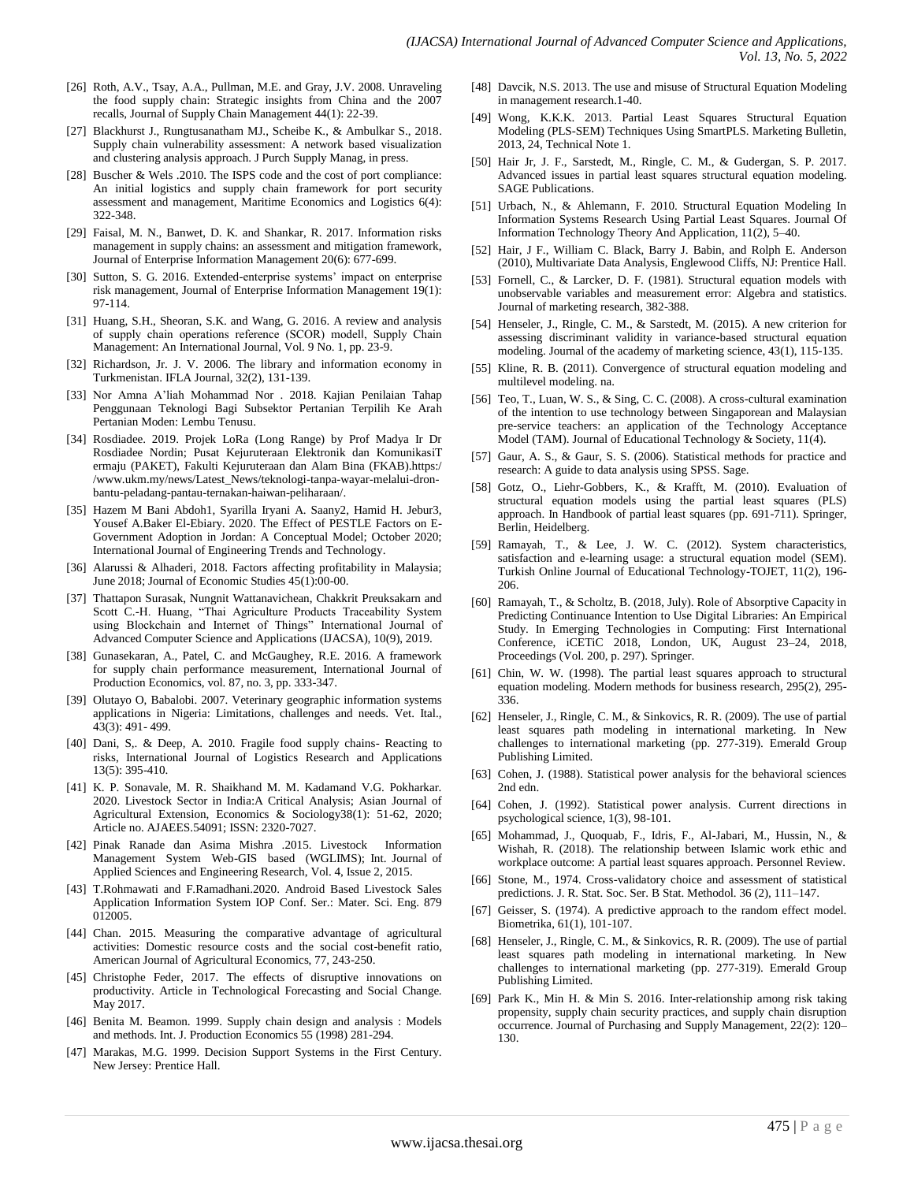[26] Roth, A.V., Tsay, A.A., Pullman, M.E. and Gray, J.V. 2008. Unraveling the food supply chain: Strategic insights from China and the 2007 recalls, Journal of Supply Chain Management 44(1): 22-39.

[27] Blackhurst J., Rungtusanatham MJ., Scheibe K., & Ambulkar S., 2018. Supply chain vulnerability assessment: A network based visualization and clustering analysis approach. J Purch Supply Manag, in press.

[28] Buscher & Wels .2010. The ISPS code and the cost of port compliance: An initial logistics and supply chain framework for port security assessment and management, Maritime Economics and Logistics 6(4): 322-348.

[29] Faisal, M. N., Banwet, D. K. and Shankar, R. 2017. Information risks management in supply chains: an assessment and mitigation framework, Journal of Enterprise Information Management 20(6): 677-699.

[30] Sutton, S. G. 2016. Extended-enterprise systems' impact on enterprise risk management, Journal of Enterprise Information Management 19(1): 97-114.

[31] Huang, S.H., Sheoran, S.K. and Wang, G. 2016. A review and analysis of supply chain operations reference (SCOR) modell, Supply Chain Management: An International Journal, Vol. 9 No. 1, pp. 23-9.

[32] Richardson, Jr. J. V. 2006. The library and information economy in Turkmenistan. IFLA Journal, 32(2), 131-139.

[33] Nor Amna A'liah Mohammad Nor . 2018. Kajian Penilaian Tahap Penggunaan Teknologi Bagi Subsektor Pertanian Terpilih Ke Arah Pertanian Moden: Lembu Tenusu.

[34] Rosdiadee. 2019. Projek LoRa (Long Range) by Prof Madya Ir Dr Rosdiadee Nordin; Pusat Kejuruteraan Elektronik dan KomunikasiT ermaju (PAKET), Fakulti Kejuruteraan dan Alam Bina (FKAB).https://www.ukm.my/news/Latest_News/teknologi-tanpa-wayar-melalui-dron-bantu-peladang-pantau-ternakan-haiwan-peliharaan/.

[35] Hazem M Bani Abdoh1, Syarilla Iryani A. Saany2, Hamid H. Jebur3, Yousef A.Baker El-Ebiary. 2020. The Effect of PESTLE Factors on E-Government Adoption in Jordan: A Conceptual Model; October 2020; International Journal of Engineering Trends and Technology.

[36] Alarussi & Alhaderi, 2018. Factors affecting profitability in Malaysia; June 2018; Journal of Economic Studies 45(1):00-00.

[37] Thattapon Surasak, Nungnit Wattanavichean, Chakkrit Preuksakarn and Scott C.-H. Huang, "Thai Agriculture Products Traceability System using Blockchain and Internet of Things" International Journal of Advanced Computer Science and Applications (IJACSA), 10(9), 2019.

[38] Gunasekaran, A., Patel, C. and McGaughey, R.E. 2016. A framework for supply chain performance measurement, International Journal of Production Economics, vol. 87, no. 3, pp. 333-347.

[39] Olutayo O, Babalobi. 2007. Veterinary geographic information systems applications in Nigeria: Limitations, challenges and needs. Vet. Ital., 43(3): 491- 499.

[40] Dani, S,. & Deep, A. 2010. Fragile food supply chains- Reacting to risks, International Journal of Logistics Research and Applications 13(5): 395-410.

[41] K. P. Sonavale, M. R. Shaikhand M. M. Kadamand V.G. Pokharkar. 2020. Livestock Sector in India:A Critical Analysis; Asian Journal of Agricultural Extension, Economics & Sociology38(1): 51-62, 2020; Article no. AJAEES.54091; ISSN: 2320-7027.

[42] Pinak Ranade dan Asima Mishra .2015. Livestock Information Management System Web-GIS based (WGLIMS); Int. Journal of Applied Sciences and Engineering Research, Vol. 4, Issue 2, 2015.

[43] T.Rohmawati and F.Ramadhani.2020. Android Based Livestock Sales Application Information System IOP Conf. Ser.: Mater. Sci. Eng. 879 012005.

[44] Chan. 2015. Measuring the comparative advantage of agricultural activities: Domestic resource costs and the social cost-benefit ratio, American Journal of Agricultural Economics, 77, 243-250.

[45] Christophe Feder, 2017. The effects of disruptive innovations on productivity. Article in Technological Forecasting and Social Change. May 2017.

[46] Benita M. Beamon. 1999. Supply chain design and analysis : Models and methods. Int. J. Production Economics 55 (1998) 281-294.

[47] Marakas, M.G. 1999. Decision Support Systems in the First Century. New Jersey: Prentice Hall.

[48] Davcik, N.S. 2013. The use and misuse of Structural Equation Modeling in management research.1-40.

[49] Wong, K.K.K. 2013. Partial Least Squares Structural Equation Modeling (PLS-SEM) Techniques Using SmartPLS. Marketing Bulletin, 2013, 24, Technical Note 1.

[50] Hair Jr, J. F., Sarstedt, M., Ringle, C. M., & Gudergan, S. P. 2017. Advanced issues in partial least squares structural equation modeling. SAGE Publications.

[51] Urbach, N., & Ahlemann, F. 2010. Structural Equation Modeling In Information Systems Research Using Partial Least Squares. Journal Of Information Technology Theory And Application, 11(2), 5–40.

[52] Hair, J F., William C. Black, Barry J. Babin, and Rolph E. Anderson (2010), Multivariate Data Analysis, Englewood Cliffs, NJ: Prentice Hall.

[53] Fornell, C., & Larcker, D. F. (1981). Structural equation models with unobservable variables and measurement error: Algebra and statistics. Journal of marketing research, 382-388.

[54] Henseler, J., Ringle, C. M., & Sarstedt, M. (2015). A new criterion for assessing discriminant validity in variance-based structural equation modeling. Journal of the academy of marketing science, 43(1), 115-135.

[55] Kline, R. B. (2011). Convergence of structural equation modeling and multilevel modeling. na.

[56] Teo, T., Luan, W. S., & Sing, C. C. (2008). A cross-cultural examination of the intention to use technology between Singaporean and Malaysian pre-service teachers: an application of the Technology Acceptance Model (TAM). Journal of Educational Technology & Society, 11(4).

[57] Gaur, A. S., & Gaur, S. S. (2006). Statistical methods for practice and research: A guide to data analysis using SPSS. Sage.

[58] Gotz, O., Liehr-Gobbers, K., & Krafft, M. (2010). Evaluation of structural equation models using the partial least squares (PLS) approach. In Handbook of partial least squares (pp. 691-711). Springer, Berlin, Heidelberg.

[59] Ramayah, T., & Lee, J. W. C. (2012). System characteristics, satisfaction and e-learning usage: a structural equation model (SEM). Turkish Online Journal of Educational Technology-TOJET, 11(2), 196-206.

[60] Ramayah, T., & Scholtz, B. (2018, July). Role of Absorptive Capacity in Predicting Continuance Intention to Use Digital Libraries: An Empirical Study. In Emerging Technologies in Computing: First International Conference, iCETiC 2018, London, UK, August 23–24, 2018, Proceedings (Vol. 200, p. 297). Springer.

[61] Chin, W. W. (1998). The partial least squares approach to structural equation modeling. Modern methods for business research, 295(2), 295-336.

[62] Henseler, J., Ringle, C. M., & Sinkovics, R. R. (2009). The use of partial least squares path modeling in international marketing. In New challenges to international marketing (pp. 277-319). Emerald Group Publishing Limited.

[63] Cohen, J. (1988). Statistical power analysis for the behavioral sciences 2nd edn.

[64] Cohen, J. (1992). Statistical power analysis. Current directions in psychological science, 1(3), 98-101.

[65] Mohammad, J., Quoquab, F., Idris, F., Al-Jabari, M., Hussin, N., & Wishah, R. (2018). The relationship between Islamic work ethic and workplace outcome: A partial least squares approach. Personnel Review.

[66] Stone, M., 1974. Cross-validatory choice and assessment of statistical predictions. J. R. Stat. Soc. Ser. B Stat. Methodol. 36 (2), 111–147.

[67] Geisser, S. (1974). A predictive approach to the random effect model. Biometrika, 61(1), 101-107.

[68] Henseler, J., Ringle, C. M., & Sinkovics, R. R. (2009). The use of partial least squares path modeling in international marketing. In New challenges to international marketing (pp. 277-319). Emerald Group Publishing Limited.

[69] Park K., Min H. & Min S. 2016. Inter-relationship among risk taking propensity, supply chain security practices, and supply chain disruption occurrence. Journal of Purchasing and Supply Management, 22(2): 120–130.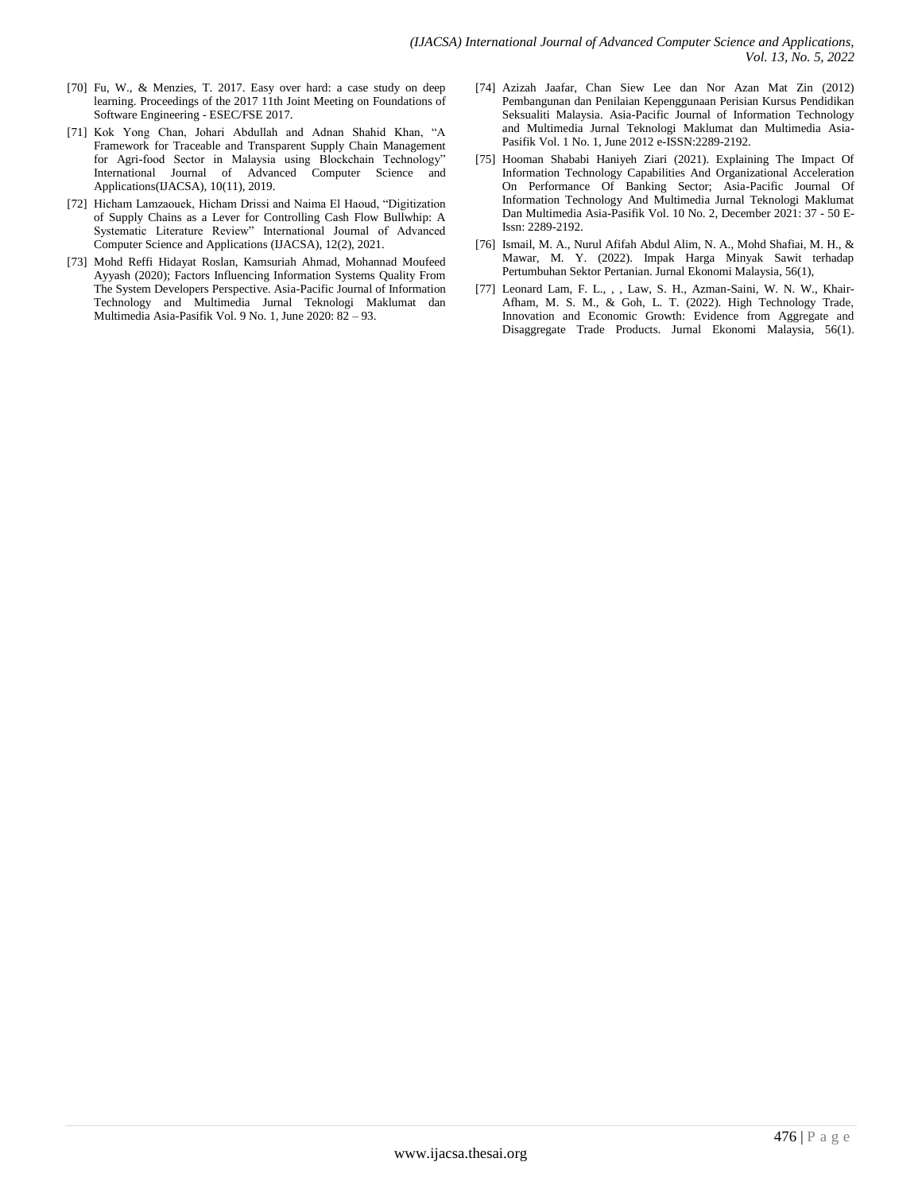[70] Fu, W., & Menzies, T. 2017. Easy over hard: a case study on deep learning. Proceedings of the 2017 11th Joint Meeting on Foundations of Software Engineering - ESEC/FSE 2017.

[71] Kok Yong Chan, Johari Abdullah and Adnan Shahid Khan, "A Framework for Traceable and Transparent Supply Chain Management for Agri-food Sector in Malaysia using Blockchain Technology" International Journal of Advanced Computer Science and Applications(IJACSA), 10(11), 2019.

[72] Hicham Lamzaouek, Hicham Drissi and Naima El Haoud, "Digitization of Supply Chains as a Lever for Controlling Cash Flow Bullwhip: A Systematic Literature Review" International Journal of Advanced Computer Science and Applications (IJACSA), 12(2), 2021.

[73] Mohd Reffi Hidayat Roslan, Kamsuriah Ahmad, Mohannad Moufeed Ayyash (2020); Factors Influencing Information Systems Quality From The System Developers Perspective. Asia-Pacific Journal of Information Technology and Multimedia Jurnal Teknologi Maklumat dan Multimedia Asia-Pasifik Vol. 9 No. 1, June 2020: 82 – 93.

[74] Azizah Jaafar, Chan Siew Lee dan Nor Azan Mat Zin (2012) Pembangunan dan Penilaian Kepenggunaan Perisian Kursus Pendidikan Seksualiti Malaysia. Asia-Pacific Journal of Information Technology and Multimedia Jurnal Teknologi Maklumat dan Multimedia Asia-Pasifik Vol. 1 No. 1, June 2012 e-ISSN:2289-2192.

[75] Hooman Shababi Haniyeh Ziari (2021). Explaining The Impact Of Information Technology Capabilities And Organizational Acceleration On Performance Of Banking Sector; Asia-Pacific Journal Of Information Technology And Multimedia Jurnal Teknologi Maklumat Dan Multimedia Asia-Pasifik Vol. 10 No. 2, December 2021: 37 - 50 E-Issn: 2289-2192.

[76] Ismail, M. A., Nurul Afifah Abdul Alim, N. A., Mohd Shafiai, M. H., & Mawar, M. Y. (2022). Impak Harga Minyak Sawit terhadap Pertumbuhan Sektor Pertanian. Jurnal Ekonomi Malaysia, 56(1),

[77] Leonard Lam, F. L., , , Law, S. H., Azman-Saini, W. N. W., Khair-Afham, M. S. M., & Goh, L. T. (2022). High Technology Trade, Innovation and Economic Growth: Evidence from Aggregate and Disaggregate Trade Products. Jurnal Ekonomi Malaysia, 56(1).